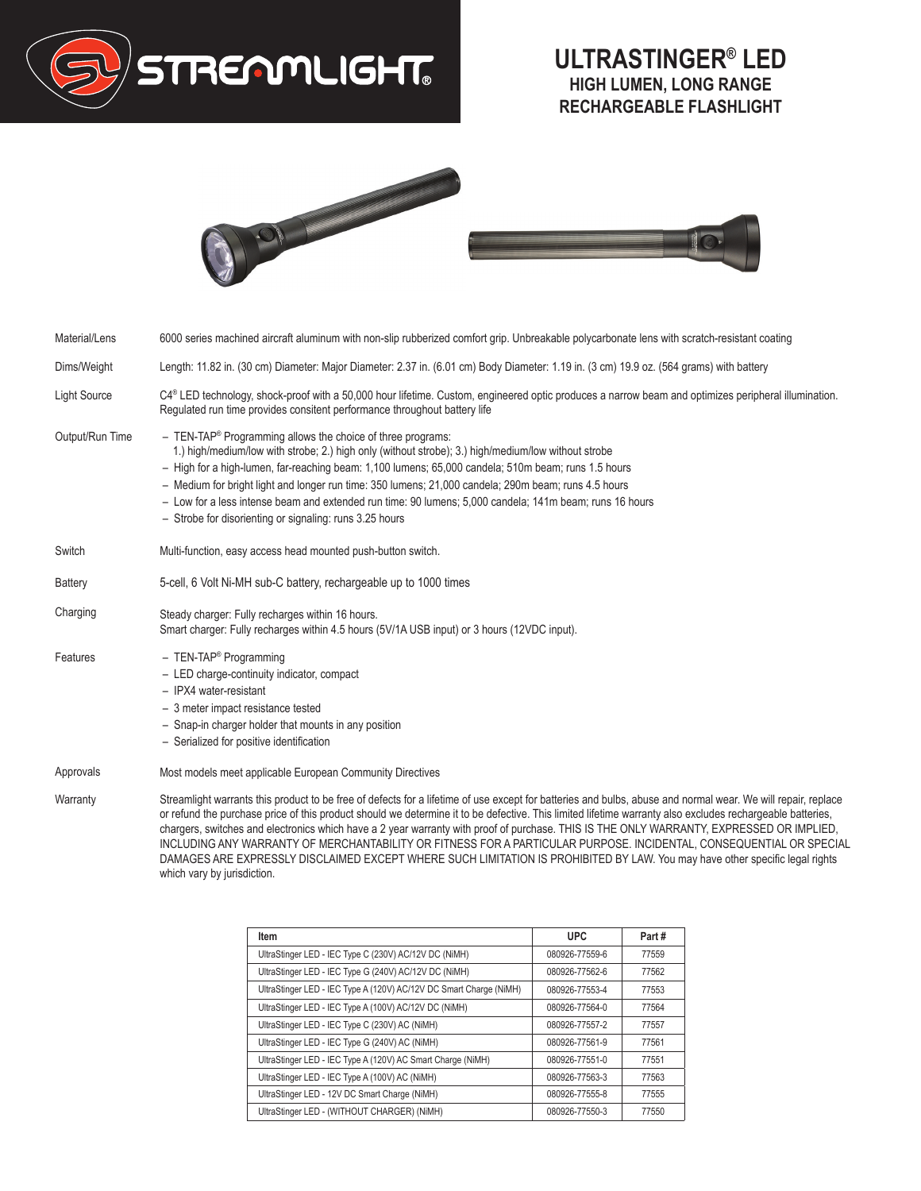# ULTRASTINGER® LED

## HIGH LUMEN, LONG RANGE RECHARGEABLE FLASHLIGHT

| | |
|---|---|
| Material/Lens | 6000 series machined aircraft aluminum with non-slip rubberized comfort grip. Unbreakable polycarbonate lens with scratch-resistant coating |
| Dims/Weight | Length: 11.82 in. (30 cm) Diameter: Major Diameter: 2.37 in. (6.01 cm) Body Diameter: 1.19 in. (3 cm) 19.9 oz. (564 grams) with battery |
| Light Source | C4® LED technology, shock-proof with a 50,000 hour lifetime. Custom, engineered optic produces a narrow beam and optimizes peripheral illumination. Regulated run time provides consitent performance throughout battery life |
| Output/Run Time | – TEN-TAP® Programming allows the choice of three programs: 1.) high/medium/low with strobe; 2.) high only (without strobe); 3.) high/medium/low without strobe<br>– High for a high-lumen, far-reaching beam: 1,100 lumens; 65,000 candela; 510m beam; runs 1.5 hours<br>– Medium for bright light and longer run time: 350 lumens; 21,000 candela; 290m beam; runs 4.5 hours<br>– Low for a less intense beam and extended run time: 90 lumens; 5,000 candela; 141m beam; runs 16 hours<br>– Strobe for disorienting or signaling: runs 3.25 hours |
| Switch | Multi-function, easy access head mounted push-button switch. |
| Battery | 5-cell, 6 Volt Ni-MH sub-C battery, rechargeable up to 1000 times |
| Charging | Steady charger: Fully recharges within 16 hours.<br>Smart charger: Fully recharges within 4.5 hours (5V/1A USB input) or 3 hours (12VDC input). |
| Features | – TEN-TAP® Programming<br>– LED charge-continuity indicator, compact<br>– IPX4 water-resistant<br>– 3 meter impact resistance tested<br>– Snap-in charger holder that mounts in any position<br>– Serialized for positive identification |
| Approvals | Most models meet applicable European Community Directives |
| Warranty | Streamlight warrants this product to be free of defects for a lifetime of use except for batteries and bulbs, abuse and normal wear. We will repair, replace or refund the purchase price of this product should we determine it to be defective. This limited lifetime warranty also excludes rechargeable batteries, chargers, switches and electronics which have a 2 year warranty with proof of purchase. THIS IS THE ONLY WARRANTY, EXPRESSED OR IMPLIED, INCLUDING ANY WARRANTY OF MERCHANTABILITY OR FITNESS FOR A PARTICULAR PURPOSE. INCIDENTAL, CONSEQUENTIAL OR SPECIAL DAMAGES ARE EXPRESSLY DISCLAIMED EXCEPT WHERE SUCH LIMITATION IS PROHIBITED BY LAW. You may have other specific legal rights which vary by jurisdiction. |

| Item | UPC | Part # |
|---|---|---|
| UltraStinger LED - IEC Type C (230V) AC/12V DC (NiMH) | 080926-77559-6 | 77559 |
| UltraStinger LED - IEC Type G (240V) AC/12V DC (NiMH) | 080926-77562-6 | 77562 |
| UltraStinger LED - IEC Type A (120V) AC/12V DC Smart Charge (NiMH) | 080926-77553-4 | 77553 |
| UltraStinger LED - IEC Type A (100V) AC/12V DC (NiMH) | 080926-77564-0 | 77564 |
| UltraStinger LED - IEC Type C (230V) AC (NiMH) | 080926-77557-2 | 77557 |
| UltraStinger LED - IEC Type G (240V) AC (NiMH) | 080926-77561-9 | 77561 |
| UltraStinger LED - IEC Type A (120V) AC Smart Charge (NiMH) | 080926-77551-0 | 77551 |
| UltraStinger LED - IEC Type A (100V) AC (NiMH) | 080926-77563-3 | 77563 |
| UltraStinger LED - 12V DC Smart Charge (NiMH) | 080926-77555-8 | 77555 |
| UltraStinger LED - (WITHOUT CHARGER) (NiMH) | 080926-77550-3 | 77550 |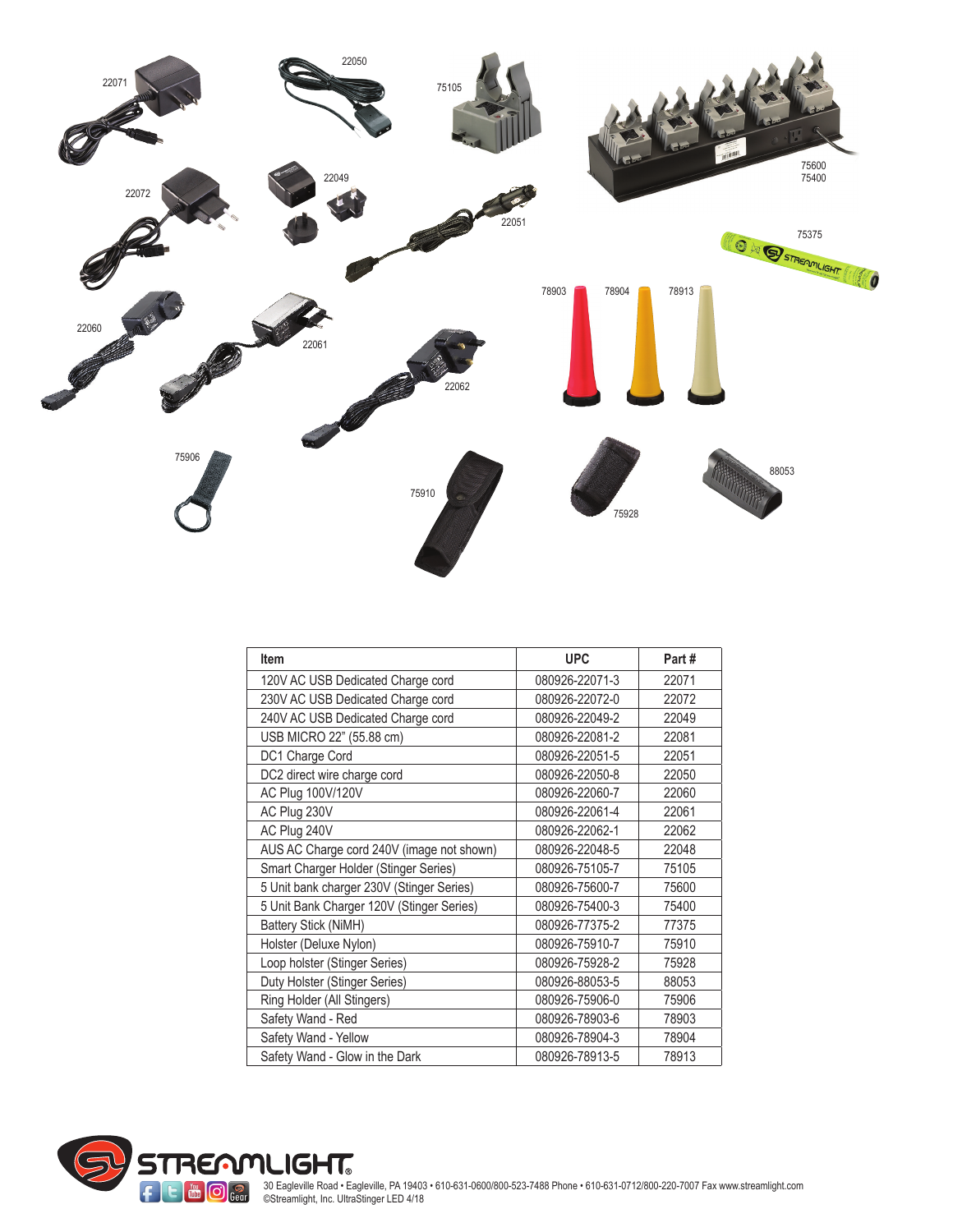22071

22050

75105

75600
75400

22072

22049

22051

75375

22060

22061

78903 78904 78913

22062

75906

75910

75928

88053

| Item | UPC | Part # |
|---|---|---|
| 120V AC USB Dedicated Charge cord | 080926-22071-3 | 22071 |
| 230V AC USB Dedicated Charge cord | 080926-22072-0 | 22072 |
| 240V AC USB Dedicated Charge cord | 080926-22049-2 | 22049 |
| USB MICRO 22" (55.88 cm) | 080926-22081-2 | 22081 |
| DC1 Charge Cord | 080926-22051-5 | 22051 |
| DC2 direct wire charge cord | 080926-22050-8 | 22050 |
| AC Plug 100V/120V | 080926-22060-7 | 22060 |
| AC Plug 230V | 080926-22061-4 | 22061 |
| AC Plug 240V | 080926-22062-1 | 22062 |
| AUS AC Charge cord 240V (image not shown) | 080926-22048-5 | 22048 |
| Smart Charger Holder (Stinger Series) | 080926-75105-7 | 75105 |
| 5 Unit bank charger 230V (Stinger Series) | 080926-75600-7 | 75600 |
| 5 Unit Bank Charger 120V (Stinger Series) | 080926-75400-3 | 75400 |
| Battery Stick (NiMH) | 080926-77375-2 | 77375 |
| Holster (Deluxe Nylon) | 080926-75910-7 | 75910 |
| Loop holster (Stinger Series) | 080926-75928-2 | 75928 |
| Duty Holster (Stinger Series) | 080926-88053-5 | 88053 |
| Ring Holder (All Stingers) | 080926-75906-0 | 75906 |
| Safety Wand - Red | 080926-78903-6 | 78903 |
| Safety Wand - Yellow | 080926-78904-3 | 78904 |
| Safety Wand - Glow in the Dark | 080926-78913-5 | 78913 |

30 Eagleville Road • Eagleville, PA 19403 • 610-631-0600/800-523-7488 Phone • 610-631-0712/800-220-7007 Fax www.streamlight.com
©Streamlight, Inc. UltraStinger LED 4/18